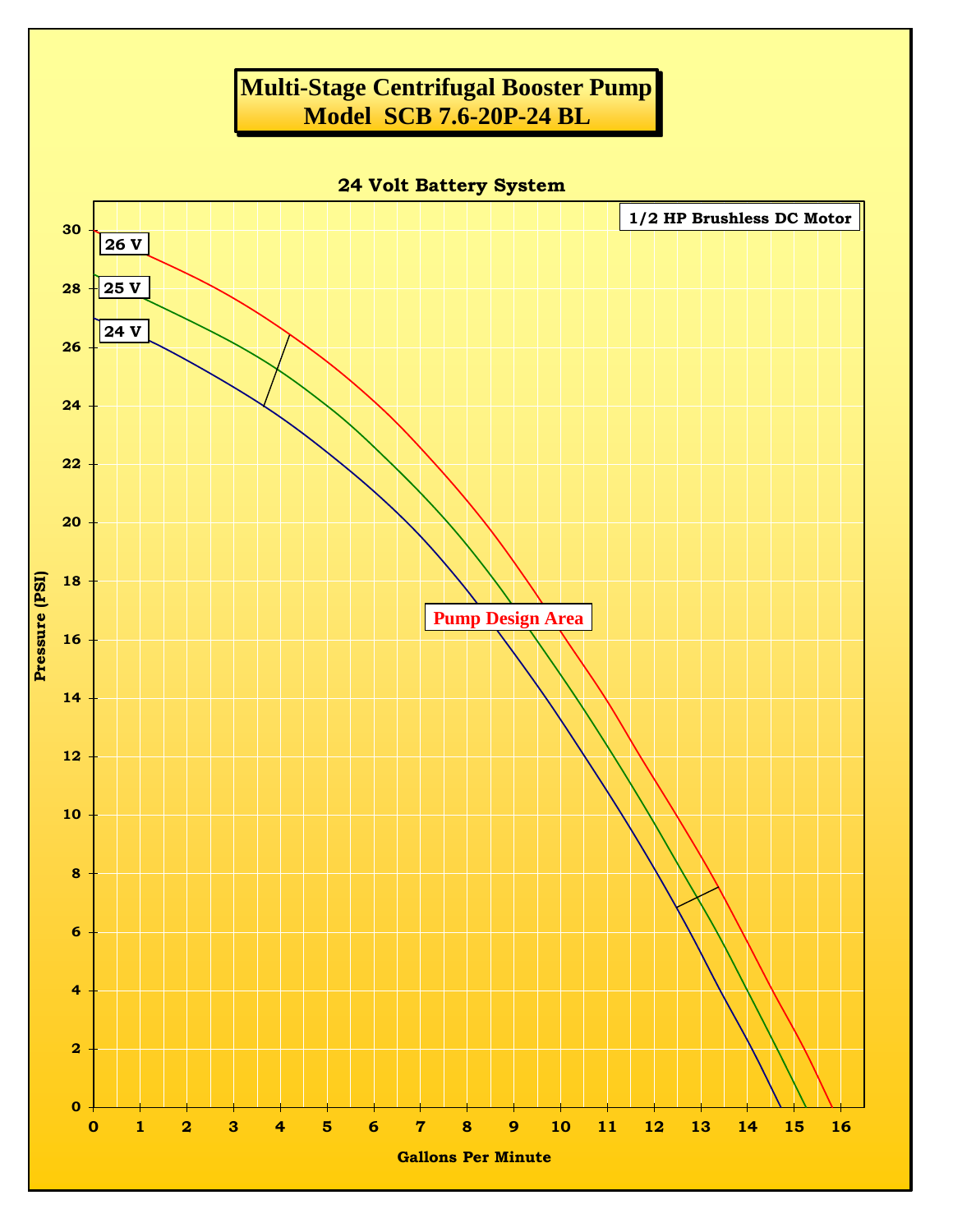# Multi-Stage Centrifugal Booster Pump
## Model SCB 7.6-20P-24 BL

### 24 Volt Battery System

1/2 HP Brushless DC Motor

26 V

25 V

24 V

Pump Design Area

Pressure (PSI)

Gallons Per Minute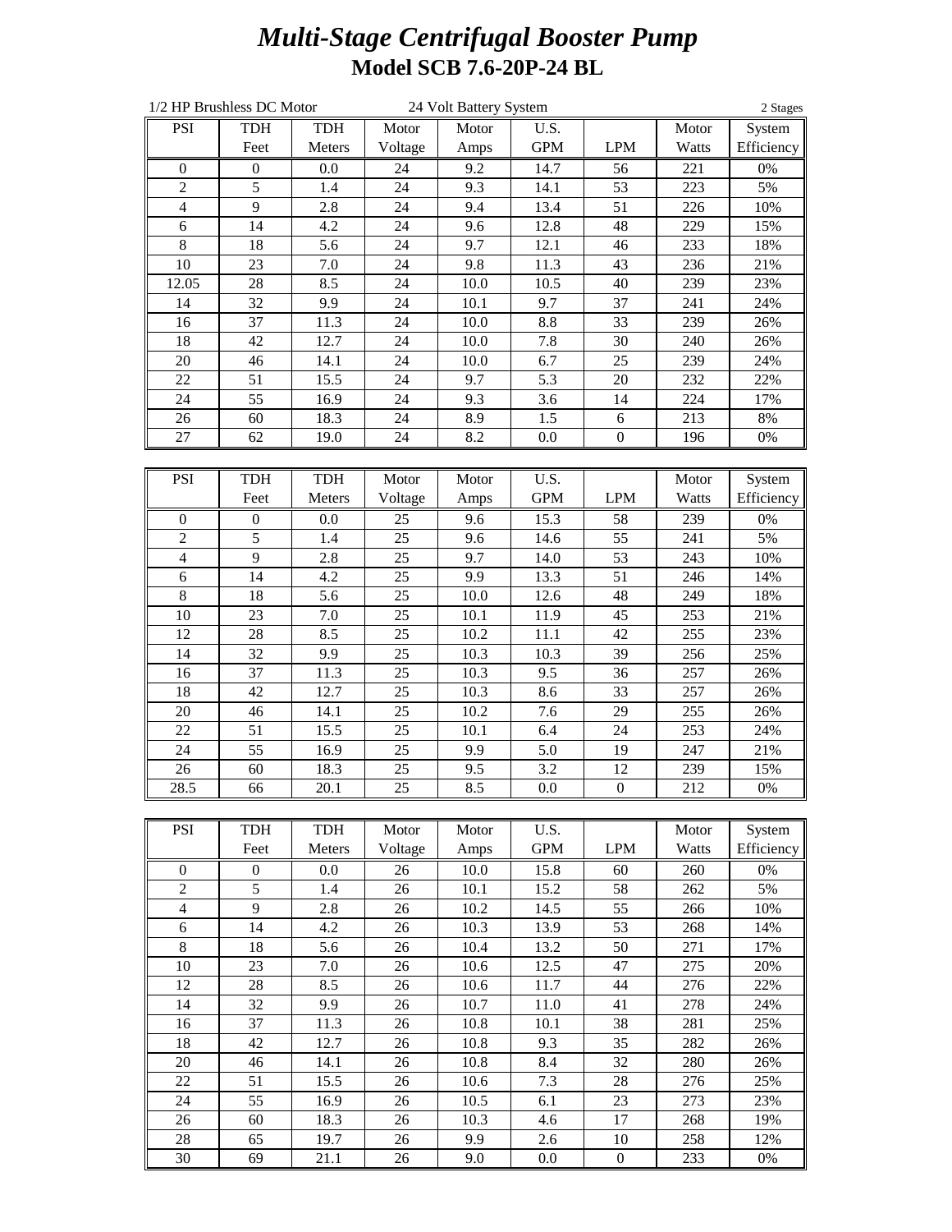# *Multi-Stage Centrifugal Booster Pump*

## Model SCB 7.6-20P-24 BL

1/2 HP Brushless DC Motor | 24 Volt Battery System | 2 Stages

| PSI | TDH Feet | TDH Meters | Motor Voltage | Motor Amps | U.S. GPM | LPM | Motor Watts | System Efficiency |
|---|---|---|---|---|---|---|---|---|
| 0 | 0 | 0.0 | 24 | 9.2 | 14.7 | 56 | 221 | 0% |
| 2 | 5 | 1.4 | 24 | 9.3 | 14.1 | 53 | 223 | 5% |
| 4 | 9 | 2.8 | 24 | 9.4 | 13.4 | 51 | 226 | 10% |
| 6 | 14 | 4.2 | 24 | 9.6 | 12.8 | 48 | 229 | 15% |
| 8 | 18 | 5.6 | 24 | 9.7 | 12.1 | 46 | 233 | 18% |
| 10 | 23 | 7.0 | 24 | 9.8 | 11.3 | 43 | 236 | 21% |
| 12.05 | 28 | 8.5 | 24 | 10.0 | 10.5 | 40 | 239 | 23% |
| 14 | 32 | 9.9 | 24 | 10.1 | 9.7 | 37 | 241 | 24% |
| 16 | 37 | 11.3 | 24 | 10.0 | 8.8 | 33 | 239 | 26% |
| 18 | 42 | 12.7 | 24 | 10.0 | 7.8 | 30 | 240 | 26% |
| 20 | 46 | 14.1 | 24 | 10.0 | 6.7 | 25 | 239 | 24% |
| 22 | 51 | 15.5 | 24 | 9.7 | 5.3 | 20 | 232 | 22% |
| 24 | 55 | 16.9 | 24 | 9.3 | 3.6 | 14 | 224 | 17% |
| 26 | 60 | 18.3 | 24 | 8.9 | 1.5 | 6 | 213 | 8% |
| 27 | 62 | 19.0 | 24 | 8.2 | 0.0 | 0 | 196 | 0% |

| PSI | TDH Feet | TDH Meters | Motor Voltage | Motor Amps | U.S. GPM | LPM | Motor Watts | System Efficiency |
|---|---|---|---|---|---|---|---|---|
| 0 | 0 | 0.0 | 25 | 9.6 | 15.3 | 58 | 239 | 0% |
| 2 | 5 | 1.4 | 25 | 9.6 | 14.6 | 55 | 241 | 5% |
| 4 | 9 | 2.8 | 25 | 9.7 | 14.0 | 53 | 243 | 10% |
| 6 | 14 | 4.2 | 25 | 9.9 | 13.3 | 51 | 246 | 14% |
| 8 | 18 | 5.6 | 25 | 10.0 | 12.6 | 48 | 249 | 18% |
| 10 | 23 | 7.0 | 25 | 10.1 | 11.9 | 45 | 253 | 21% |
| 12 | 28 | 8.5 | 25 | 10.2 | 11.1 | 42 | 255 | 23% |
| 14 | 32 | 9.9 | 25 | 10.3 | 10.3 | 39 | 256 | 25% |
| 16 | 37 | 11.3 | 25 | 10.3 | 9.5 | 36 | 257 | 26% |
| 18 | 42 | 12.7 | 25 | 10.3 | 8.6 | 33 | 257 | 26% |
| 20 | 46 | 14.1 | 25 | 10.2 | 7.6 | 29 | 255 | 26% |
| 22 | 51 | 15.5 | 25 | 10.1 | 6.4 | 24 | 253 | 24% |
| 24 | 55 | 16.9 | 25 | 9.9 | 5.0 | 19 | 247 | 21% |
| 26 | 60 | 18.3 | 25 | 9.5 | 3.2 | 12 | 239 | 15% |
| 28.5 | 66 | 20.1 | 25 | 8.5 | 0.0 | 0 | 212 | 0% |

| PSI | TDH Feet | TDH Meters | Motor Voltage | Motor Amps | U.S. GPM | LPM | Motor Watts | System Efficiency |
|---|---|---|---|---|---|---|---|---|
| 0 | 0 | 0.0 | 26 | 10.0 | 15.8 | 60 | 260 | 0% |
| 2 | 5 | 1.4 | 26 | 10.1 | 15.2 | 58 | 262 | 5% |
| 4 | 9 | 2.8 | 26 | 10.2 | 14.5 | 55 | 266 | 10% |
| 6 | 14 | 4.2 | 26 | 10.3 | 13.9 | 53 | 268 | 14% |
| 8 | 18 | 5.6 | 26 | 10.4 | 13.2 | 50 | 271 | 17% |
| 10 | 23 | 7.0 | 26 | 10.6 | 12.5 | 47 | 275 | 20% |
| 12 | 28 | 8.5 | 26 | 10.6 | 11.7 | 44 | 276 | 22% |
| 14 | 32 | 9.9 | 26 | 10.7 | 11.0 | 41 | 278 | 24% |
| 16 | 37 | 11.3 | 26 | 10.8 | 10.1 | 38 | 281 | 25% |
| 18 | 42 | 12.7 | 26 | 10.8 | 9.3 | 35 | 282 | 26% |
| 20 | 46 | 14.1 | 26 | 10.8 | 8.4 | 32 | 280 | 26% |
| 22 | 51 | 15.5 | 26 | 10.6 | 7.3 | 28 | 276 | 25% |
| 24 | 55 | 16.9 | 26 | 10.5 | 6.1 | 23 | 273 | 23% |
| 26 | 60 | 18.3 | 26 | 10.3 | 4.6 | 17 | 268 | 19% |
| 28 | 65 | 19.7 | 26 | 9.9 | 2.6 | 10 | 258 | 12% |
| 30 | 69 | 21.1 | 26 | 9.0 | 0.0 | 0 | 233 | 0% |